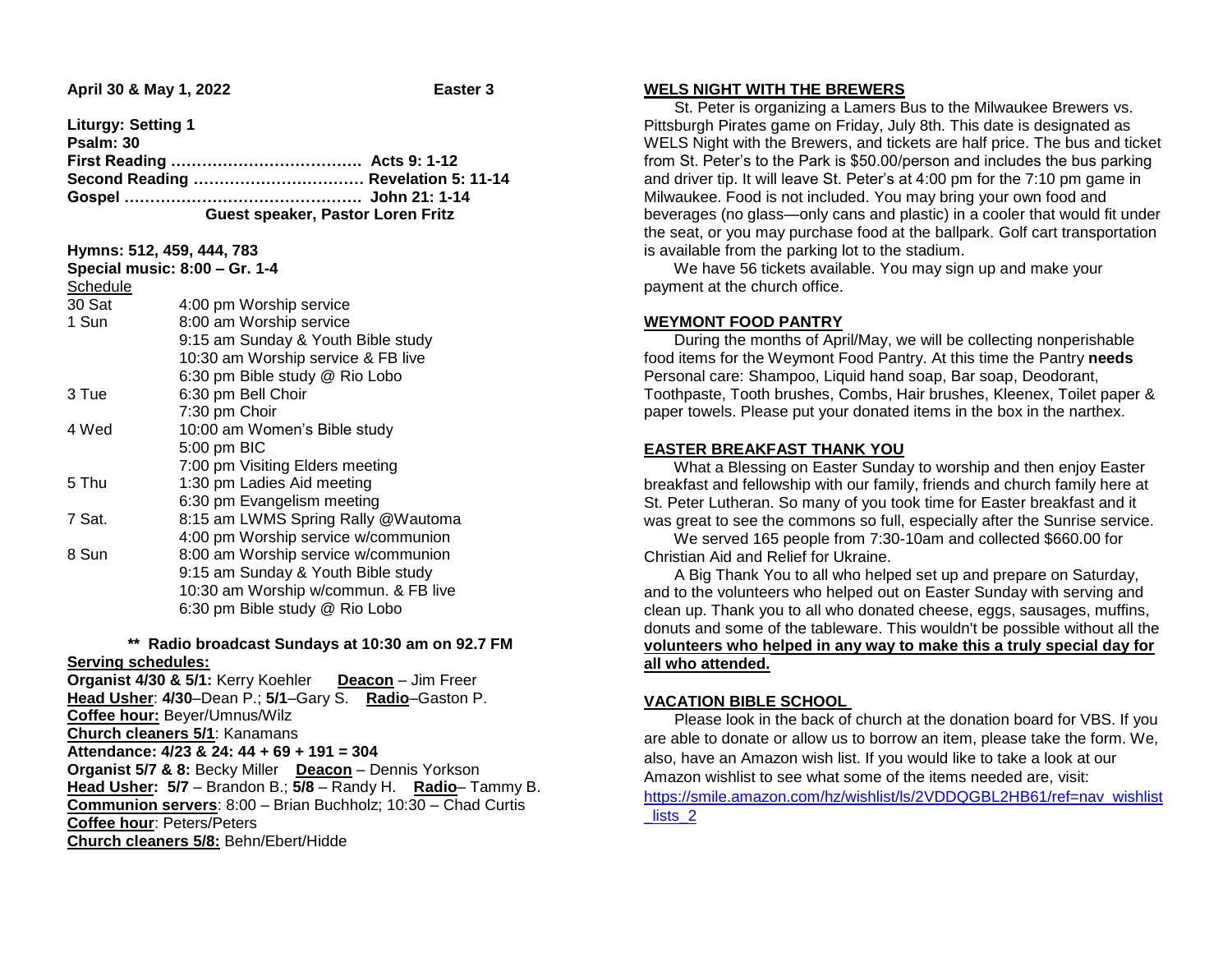**April 30 & May 1, 2022** **Easter 3**

**Liturgy: Setting 1**
**Psalm: 30**
**First Reading ……………………………… Acts 9: 1-12**
**Second Reading …………………………… Revelation 5: 11-14**
**Gospel ……………………………………… John 21: 1-14**
**Guest speaker, Pastor Loren Fritz**

**Hymns: 512, 459, 444, 783**
**Special music: 8:00 – Gr. 1-4**

Schedule

| | |
|---|---|
| 30 Sat | 4:00 pm Worship service |
| 1 Sun | 8:00 am Worship service |
| | 9:15 am Sunday & Youth Bible study |
| | 10:30 am Worship service & FB live |
| | 6:30 pm Bible study @ Rio Lobo |
| 3 Tue | 6:30 pm Bell Choir |
| | 7:30 pm Choir |
| 4 Wed | 10:00 am Women's Bible study |
| | 5:00 pm BIC |
| | 7:00 pm Visiting Elders meeting |
| 5 Thu | 1:30 pm Ladies Aid meeting |
| | 6:30 pm Evangelism meeting |
| 7 Sat. | 8:15 am LWMS Spring Rally @Wautoma |
| | 4:00 pm Worship service w/communion |
| 8 Sun | 8:00 am Worship service w/communion |
| | 9:15 am Sunday & Youth Bible study |
| | 10:30 am Worship w/commun. & FB live |
| | 6:30 pm Bible study @ Rio Lobo |

**** Radio broadcast Sundays at 10:30 am on 92.7 FM**

**Serving schedules:**
**Organist 4/30 & 5/1:** Kerry Koehler **Deacon** – Jim Freer
**Head Usher**: **4/30**–Dean P.; **5/1**–Gary S. **Radio**–Gaston P.
**Coffee hour:** Beyer/Umnus/Wilz
**Church cleaners 5/1**: Kanamans
**Attendance: 4/23 & 24: 44 + 69 + 191 = 304**
**Organist 5/7 & 8:** Becky Miller **Deacon** – Dennis Yorkson
**Head Usher: 5/7** – Brandon B.; **5/8** – Randy H. **Radio**– Tammy B.
**Communion servers**: 8:00 – Brian Buchholz; 10:30 – Chad Curtis
**Coffee hour**: Peters/Peters
**Church cleaners 5/8:** Behn/Ebert/Hidde

## WELS NIGHT WITH THE BREWERS

St. Peter is organizing a Lamers Bus to the Milwaukee Brewers vs. Pittsburgh Pirates game on Friday, July 8th. This date is designated as WELS Night with the Brewers, and tickets are half price. The bus and ticket from St. Peter's to the Park is $50.00/person and includes the bus parking and driver tip. It will leave St. Peter's at 4:00 pm for the 7:10 pm game in Milwaukee. Food is not included. You may bring your own food and beverages (no glass—only cans and plastic) in a cooler that would fit under the seat, or you may purchase food at the ballpark. Golf cart transportation is available from the parking lot to the stadium.

We have 56 tickets available. You may sign up and make your payment at the church office.

## WEYMONT FOOD PANTRY

During the months of April/May, we will be collecting nonperishable food items for the Weymont Food Pantry. At this time the Pantry **needs** Personal care: Shampoo, Liquid hand soap, Bar soap, Deodorant, Toothpaste, Tooth brushes, Combs, Hair brushes, Kleenex, Toilet paper & paper towels. Please put your donated items in the box in the narthex.

## EASTER BREAKFAST THANK YOU

What a Blessing on Easter Sunday to worship and then enjoy Easter breakfast and fellowship with our family, friends and church family here at St. Peter Lutheran. So many of you took time for Easter breakfast and it was great to see the commons so full, especially after the Sunrise service.

We served 165 people from 7:30-10am and collected $660.00 for Christian Aid and Relief for Ukraine.

A Big Thank You to all who helped set up and prepare on Saturday, and to the volunteers who helped out on Easter Sunday with serving and clean up. Thank you to all who donated cheese, eggs, sausages, muffins, donuts and some of the tableware. This wouldn't be possible without all the **volunteers who helped in any way to make this a truly special day for all who attended.**

## VACATION BIBLE SCHOOL

Please look in the back of church at the donation board for VBS. If you are able to donate or allow us to borrow an item, please take the form. We, also, have an Amazon wish list. If you would like to take a look at our Amazon wishlist to see what some of the items needed are, visit: https://smile.amazon.com/hz/wishlist/ls/2VDDQGBL2HB61/ref=nav_wishlist_lists_2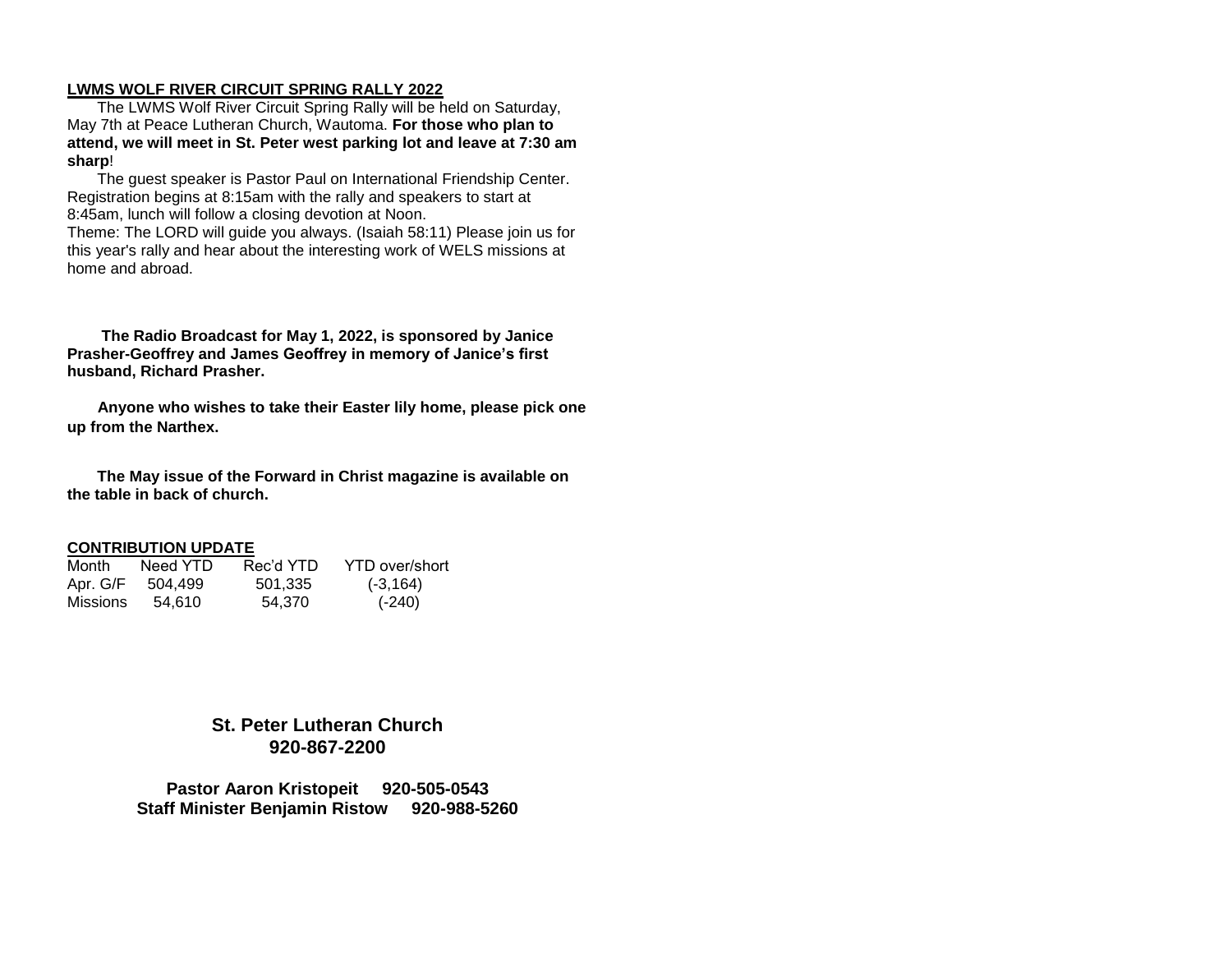**LWMS WOLF RIVER CIRCUIT SPRING RALLY 2022**

The LWMS Wolf River Circuit Spring Rally will be held on Saturday, May 7th at Peace Lutheran Church, Wautoma. **For those who plan to attend, we will meet in St. Peter west parking lot and leave at 7:30 am sharp**!

The guest speaker is Pastor Paul on International Friendship Center. Registration begins at 8:15am with the rally and speakers to start at 8:45am, lunch will follow a closing devotion at Noon.
Theme: The LORD will guide you always. (Isaiah 58:11) Please join us for this year's rally and hear about the interesting work of WELS missions at home and abroad.

**The Radio Broadcast for May 1, 2022, is sponsored by Janice Prasher-Geoffrey and James Geoffrey in memory of Janice's first husband, Richard Prasher.**

**Anyone who wishes to take their Easter lily home, please pick one up from the Narthex.**

**The May issue of the Forward in Christ magazine is available on the table in back of church.**

**CONTRIBUTION UPDATE**

| Month | Need YTD | Rec'd YTD | YTD over/short |
|---|---|---|---|
| Apr. G/F | 504,499 | 501,335 | (-3,164) |
| Missions | 54,610 | 54,370 | (-240) |

**St. Peter Lutheran Church**
**920-867-2200**

**Pastor Aaron Kristopeit 920-505-0543**
**Staff Minister Benjamin Ristow 920-988-5260**